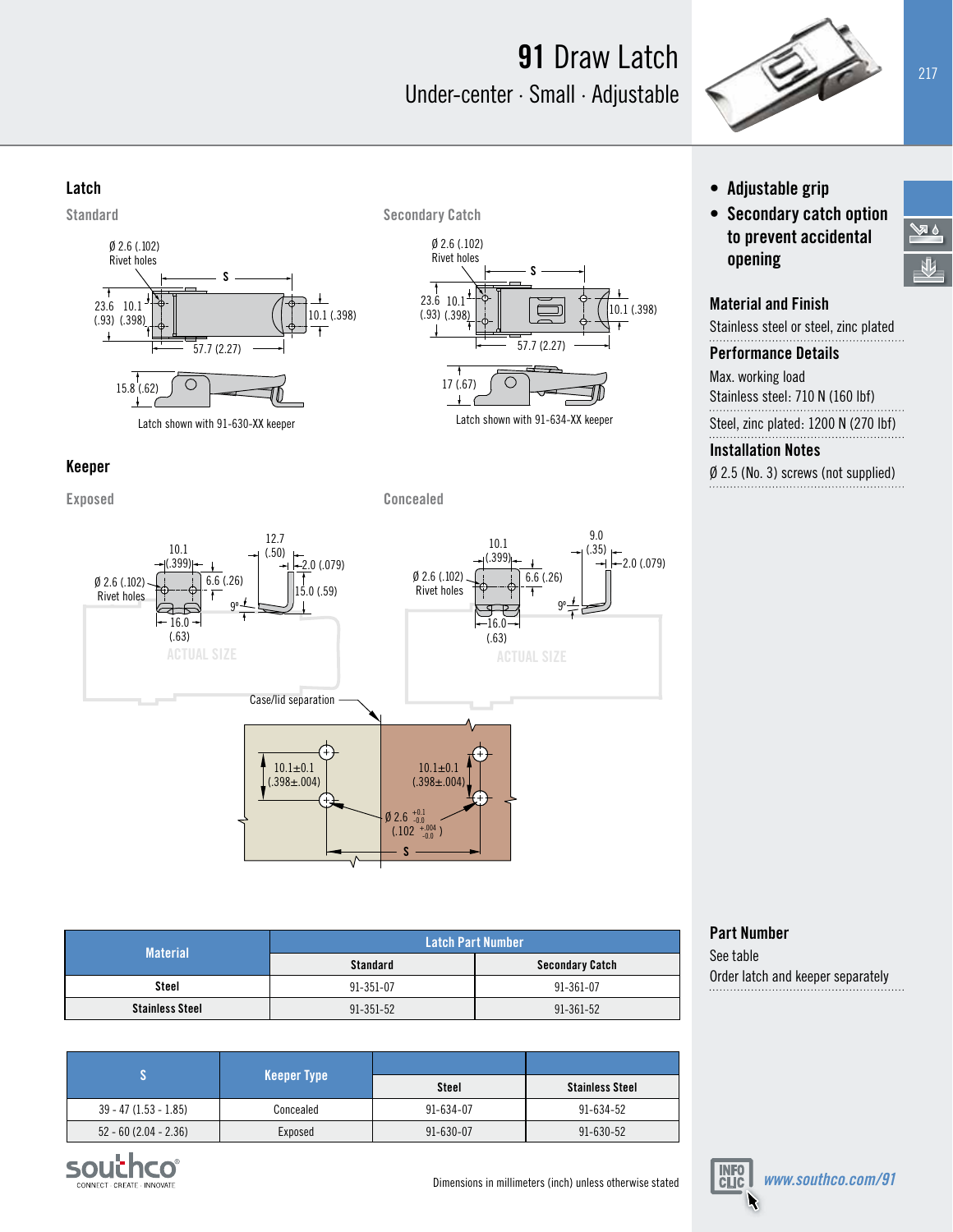# 91 Draw Latch

## Under-center · Small · Adjustable

### Latch

**Standard**

Ø 2.6 (.102) Rivet holes

S

23.6 (.93) 10.1 (.398) 10.1 (.398)

57.7 (2.27)

15.8 (.62)

Latch shown with 91-630-XX keeper

**Secondary Catch**

Ø 2.6 (.102) Rivet holes

S

23.6 (.93) 10.1 (.398) 10.1 (.398)

57.7 (2.27)

17 (.67)

Latch shown with 91-634-XX keeper

### Keeper

**Exposed**

10.1 (.399)

Ø 2.6 (.102) Rivet holes

6.6 (.26)

16.0 (.63)

12.7 (.50)

2.0 (.079)

15.0 (.59)

9°

ACTUAL SIZE

**Concealed**

10.1 (.399)

Ø 2.6 (.102) Rivet holes

6.6 (.26)

16.0 (.63)

9.0 (.35)

2.0 (.079)

9°

ACTUAL SIZE

Case/lid separation

10.1±0.1 (.398±.004)

10.1±0.1 (.398±.004)

Ø 2.6 $^{+0.1}_{-0.0}$ (.102 $^{+.004}_{-0.0}$)

S

| Material | Latch Part Number | |
|---|---|---|
| | Standard | Secondary Catch |
| Steel | 91-351-07 | 91-361-07 |
| Stainless Steel | 91-351-52 | 91-361-52 |

| S | Keeper Type | | |
|---|---|---|---|
| | | Steel | Stainless Steel |
| 39 - 47 (1.53 - 1.85) | Concealed | 91-634-07 | 91-634-52 |
| 52 - 60 (2.04 - 2.36) | Exposed | 91-630-07 | 91-630-52 |

Dimensions in millimeters (inch) unless otherwise stated

- Adjustable grip
- Secondary catch option to prevent accidental opening

### Material and Finish

Stainless steel or steel, zinc plated

### Performance Details

Max. working load
Stainless steel: 710 N (160 lbf)

Steel, zinc plated: 1200 N (270 lbf)

### Installation Notes

Ø 2.5 (No. 3) screws (not supplied)

### Part Number

See table
Order latch and keeper separately

www.southco.com/91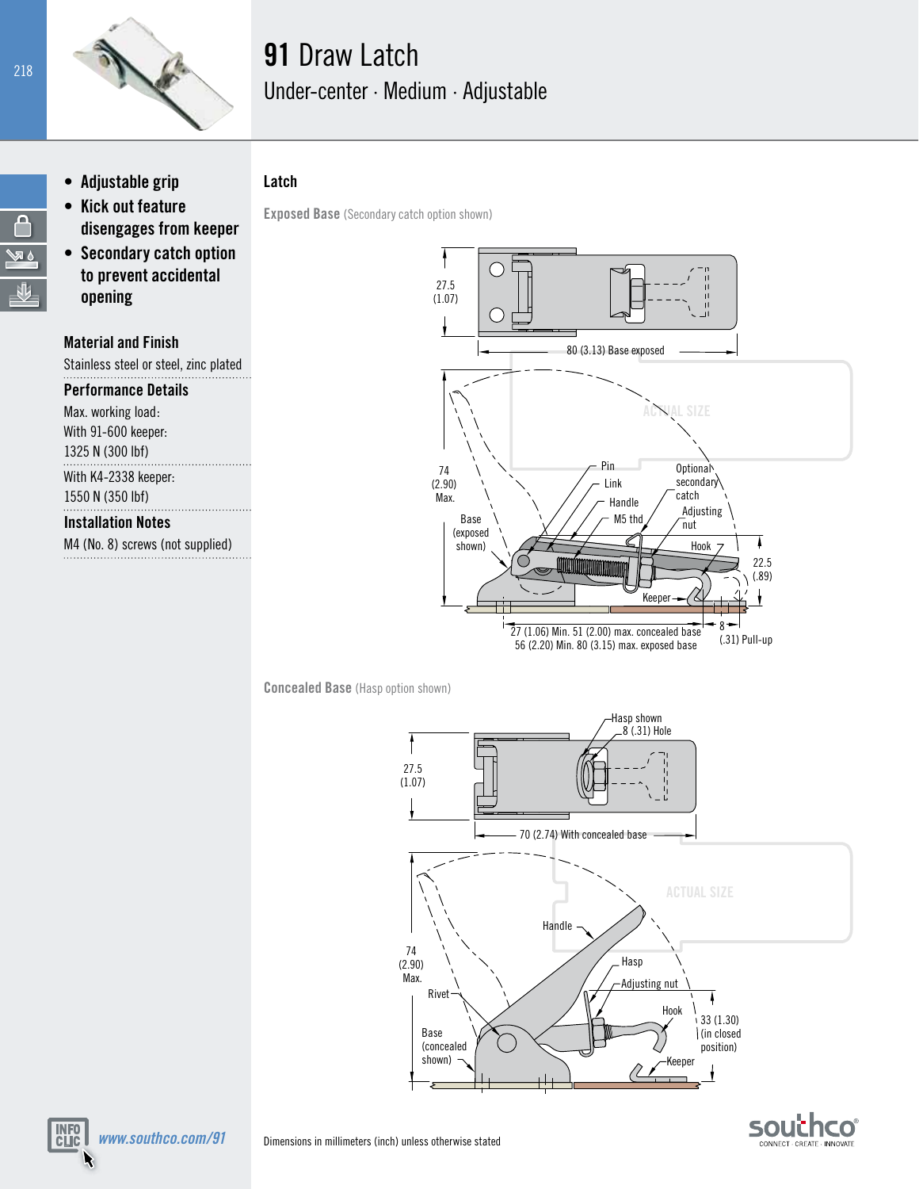# 91 Draw Latch

## Under-center · Medium · Adjustable

- Adjustable grip
- Kick out feature disengages from keeper
- Secondary catch option to prevent accidental opening

### Material and Finish

Stainless steel or steel, zinc plated

### Performance Details

Max. working load:
With 91-600 keeper:
1325 N (300 lbf)

With K4-2338 keeper:
1550 N (350 lbf)

### Installation Notes

M4 (No. 8) screws (not supplied)

## Latch

**Exposed Base** (Secondary catch option shown)

27.5 (1.07)

80 (3.13) Base exposed

ACTUAL SIZE

74 (2.90) Max.

Pin, Link, Handle, M5 thd, Optional secondary catch, Adjusting nut, Hook, Base (exposed shown), Keeper

22.5 (.89)

27 (1.06) Min. 51 (2.00) max. concealed base
56 (2.20) Min. 80 (3.15) max. exposed base

8 (.31) Pull-up

**Concealed Base** (Hasp option shown)

Hasp shown
8 (.31) Hole

27.5 (1.07)

70 (2.74) With concealed base

ACTUAL SIZE

74 (2.90) Max.

Handle, Hasp, Adjusting nut, Rivet, Hook, Base (concealed shown), Keeper

33 (1.30) (in closed position)

Dimensions in millimeters (inch) unless otherwise stated

www.southco.com/91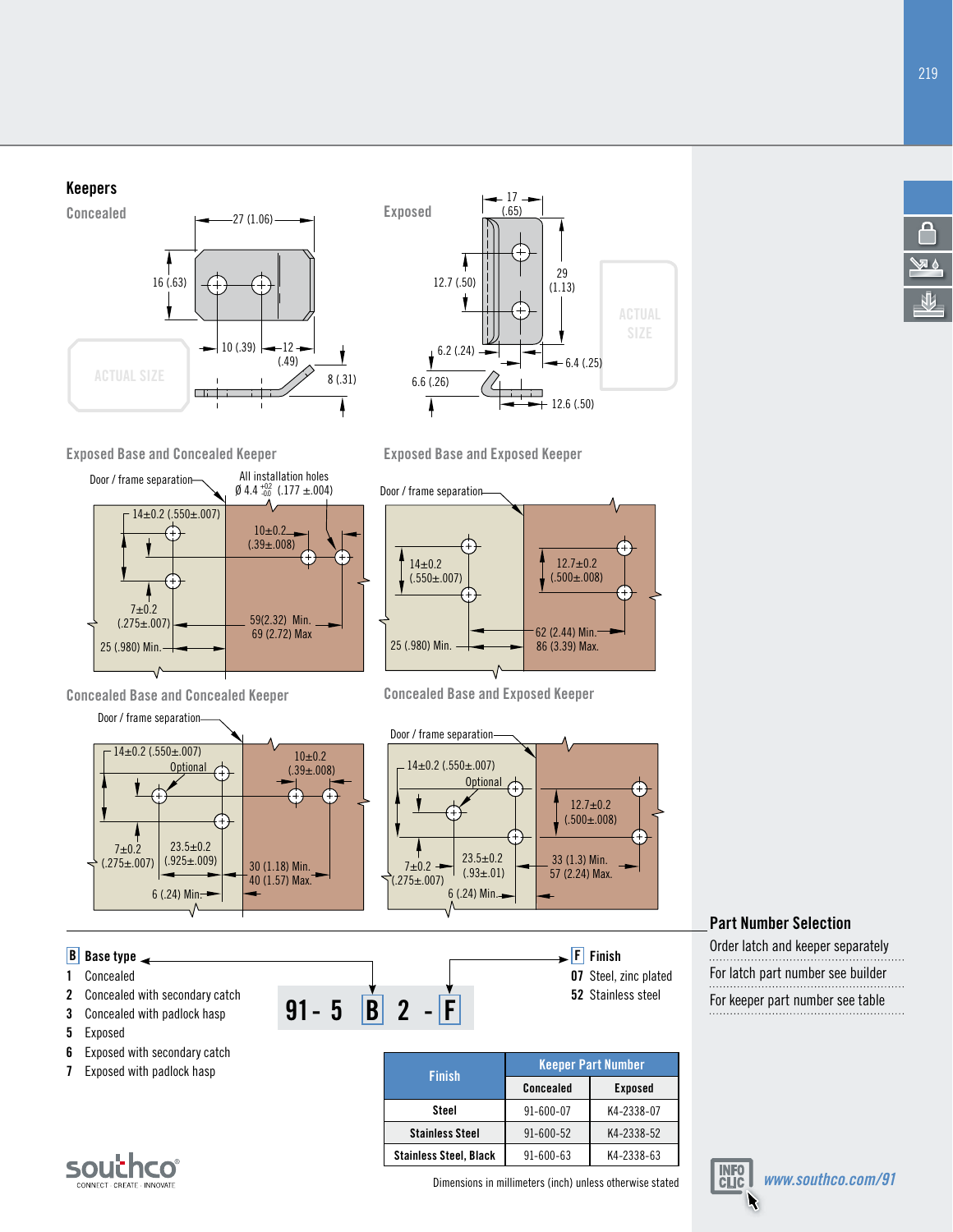## Keepers

### Concealed

27 (1.06)

16 (.63)

10 (.39) 12 (.49)

8 (.31)

ACTUAL SIZE

### Exposed

17 (.65)

12.7 (.50)

29 (1.13)

6.2 (.24)

6.4 (.25)

6.6 (.26)

12.6 (.50)

ACTUAL SIZE

### Exposed Base and Concealed Keeper

Door / frame separation

All installation holes Ø 4.4 $^{+.02}_{-0.0}$ (.177 ±.004)

14±0.2 (.550±.007)

10±0.2 (.39±.008)

7±0.2 (.275±.007)

59(2.32) Min. 69 (2.72) Max

25 (.980) Min.

### Exposed Base and Exposed Keeper

Door / frame separation

14±0.2 (.550±.007)

12.7±0.2 (.500±.008)

25 (.980) Min.

62 (2.44) Min. 86 (3.39) Max.

### Concealed Base and Concealed Keeper

Door / frame separation

14±0.2 (.550±.007)

Optional

10±0.2 (.39±.008)

7±0.2 (.275±.007)

23.5±0.2 (.925±.009)

30 (1.18) Min. 40 (1.57) Max.

6 (.24) Min.

### Concealed Base and Exposed Keeper

Door / frame separation

14±0.2 (.550±.007)

Optional

12.7±0.2 (.500±.008)

7±0.2 (.275±.007)

23.5±0.2 (.93±.01)

33 (1.3) Min. 57 (2.24) Max.

6 (.24) Min.

**B** Base type
1 Concealed
2 Concealed with secondary catch
3 Concealed with padlock hasp
5 Exposed
6 Exposed with secondary catch
7 Exposed with padlock hasp

**91- 5 B 2 - F**

**F** Finish
07 Steel, zinc plated
52 Stainless steel

| Finish | Keeper Part Number | |
|---|---|---|
| | Concealed | Exposed |
| Steel | 91-600-07 | K4-2338-07 |
| Stainless Steel | 91-600-52 | K4-2338-52 |
| Stainless Steel, Black | 91-600-63 | K4-2338-63 |

Dimensions in millimeters (inch) unless otherwise stated

## Part Number Selection

Order latch and keeper separately

For latch part number see builder

For keeper part number see table

INFO CLIC www.southco.com/91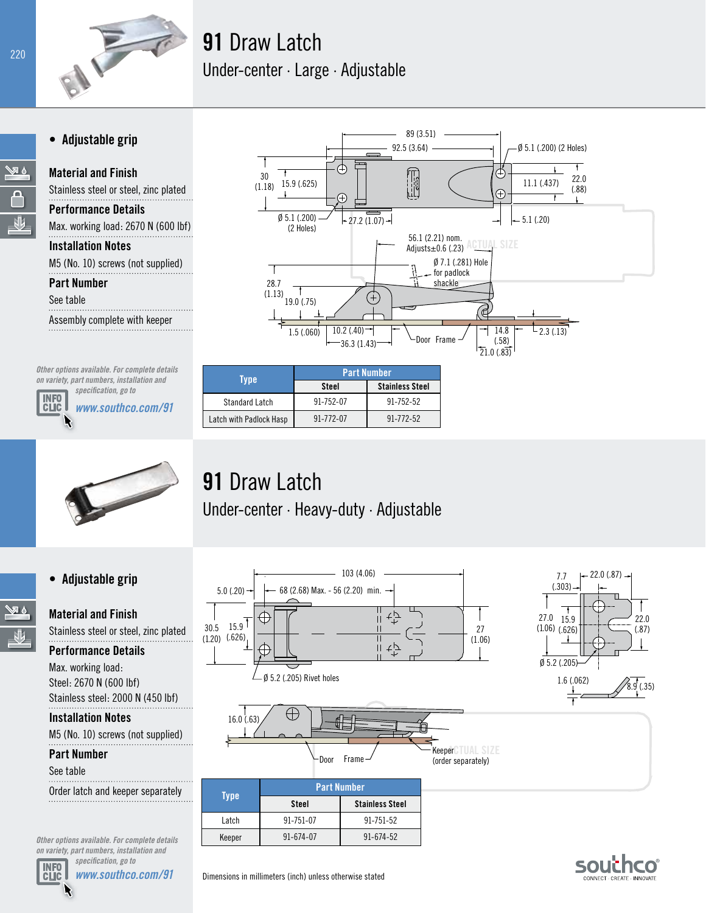# 91 Draw Latch

## Under-center · Large · Adjustable

- **Adjustable grip**

**Material and Finish**
Stainless steel or steel, zinc plated

**Performance Details**
Max. working load: 2670 N (600 lbf)

**Installation Notes**
M5 (No. 10) screws (not supplied)

**Part Number**
See table

Assembly complete with keeper

*Other options available. For complete details on variety, part numbers, installation and specification, go to* *www.southco.com/91*

| Type | Part Number | |
|---|---|---|
| | Steel | Stainless Steel |
| Standard Latch | 91-752-07 | 91-752-52 |
| Latch with Padlock Hasp | 91-772-07 | 91-772-52 |

# 91 Draw Latch

## Under-center · Heavy-duty · Adjustable

- **Adjustable grip**

**Material and Finish**
Stainless steel or steel, zinc plated

**Performance Details**
Max. working load:
Steel: 2670 N (600 lbf)
Stainless steel: 2000 N (450 lbf)

**Installation Notes**
M5 (No. 10) screws (not supplied)

**Part Number**
See table

Order latch and keeper separately

*Other options available. For complete details on variety, part numbers, installation and specification, go to* *www.southco.com/91*

| Type | Part Number | |
|---|---|---|
| | Steel | Stainless Steel |
| Latch | 91-751-07 | 91-751-52 |
| Keeper | 91-674-07 | 91-674-52 |

Dimensions in millimeters (inch) unless otherwise stated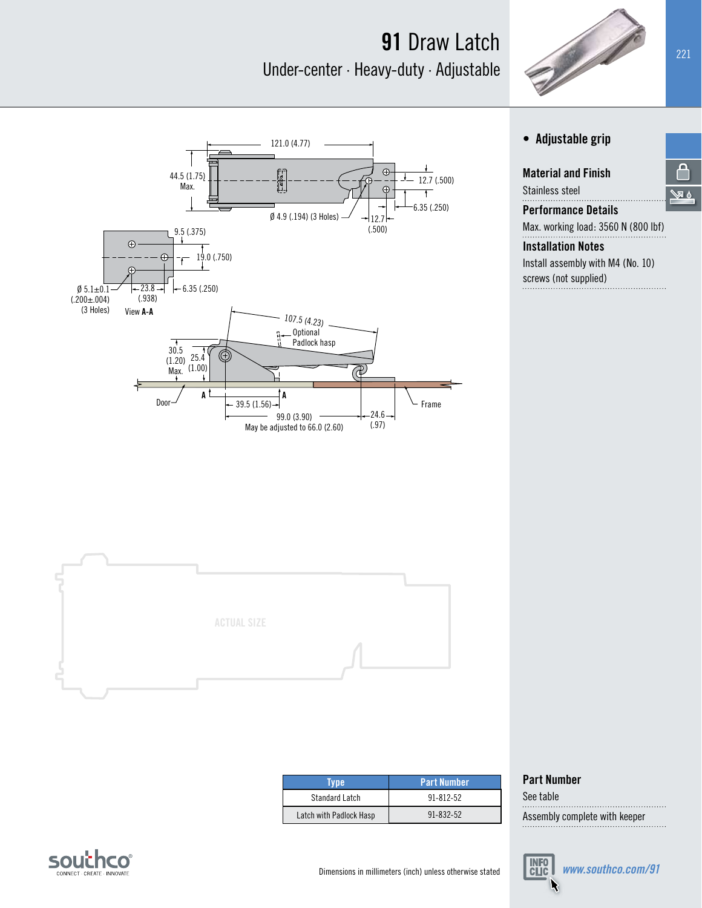# 91 Draw Latch

## Under-center · Heavy-duty · Adjustable

121.0 (4.77)

44.5 (1.75) Max.

12.7 (.500)

6.35 (.250)

Ø 4.9 (.194) (3 Holes)

12.7 (.500)

9.5 (.375)

19.0 (.750)

Ø 5.1±0.1 (.200±.004) (3 Holes)

23.8 (.938)

6.35 (.250)

View **A-A**

107.5 (4.23)

Optional Padlock hasp

30.5 (1.20) Max.

25.4 (1.00)

Door

A

A

39.5 (1.56)

99.0 (3.90) May be adjusted to 66.0 (2.60)

24.6 (.97)

Frame

ACTUAL SIZE

- **Adjustable grip**

### Material and Finish

Stainless steel

### Performance Details

Max. working load: 3560 N (800 lbf)

### Installation Notes

Install assembly with M4 (No. 10) screws (not supplied)

| Type | Part Number |
| --- | --- |
| Standard Latch | 91-812-52 |
| Latch with Padlock Hasp | 91-832-52 |

### Part Number

See table

Assembly complete with keeper

Dimensions in millimeters (inch) unless otherwise stated

INFO CLIC www.southco.com/91